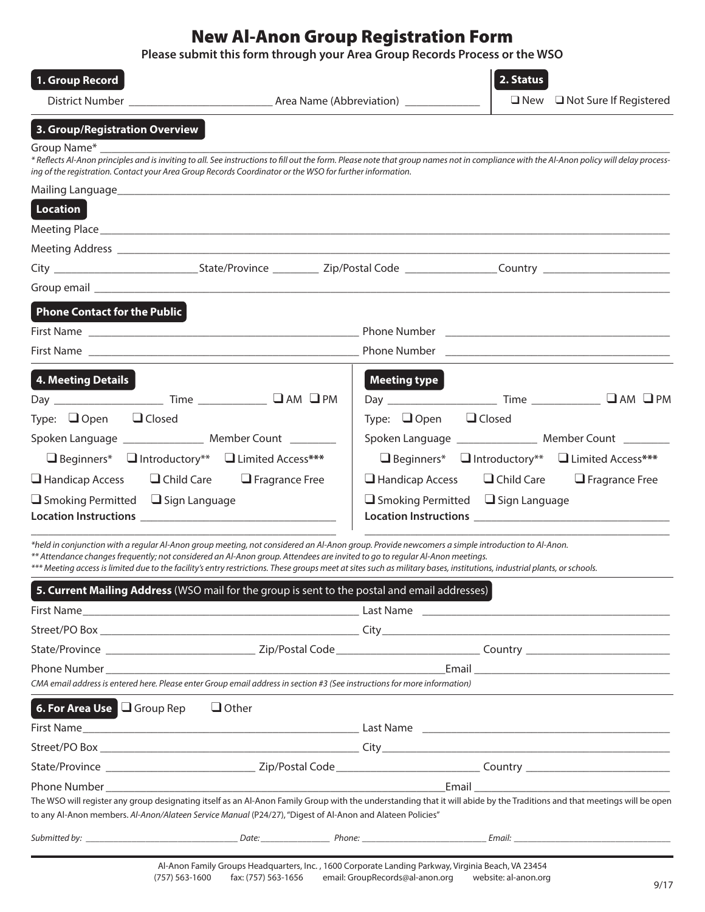# New Al-Anon Group Registration Form

**Please submit this form through your Area Group Records Process or the WSO**

## 1. Group Record

District Number ________________________ Area Name (Abbreviation) ____________

## 2. Status

❑ New ❑ Not Sure If Registered

## 3. Group/Registration Overview

Group Name* ______________________________________________

*\* Reflects Al-Anon principles and is inviting to all. See instructions to fill out the form. Please note that group names not in compliance with the Al-Anon policy will delay processing of the registration. Contact your Area Group Records Coordinator or the WSO for further information.*

Mailing Language ______________________________________________

### Location

Meeting Place ______________________________________________

Meeting Address ______________________________________________

City ________________________ State/Province ________ Zip/Postal Code ________________ Country ______________________

Group email ______________________________________________

### Phone Contact for the Public

First Name ______________________________ Phone Number ______________________________

First Name ______________________________ Phone Number ______________________________

## 4. Meeting Details

Day __________________ Time ____________ ❑ AM ❑ PM

Type: ❑ Open ❑ Closed

Spoken Language ______________ Member Count ________

❑ Beginners* ❑ Introductory** ❑ Limited Access***

❑ Handicap Access ❑ Child Care ❑ Fragrance Free

❑ Smoking Permitted ❑ Sign Language

**Location Instructions** ________________________________

### Meeting type

Day __________________ Time ____________ ❑ AM ❑ PM

Type: ❑ Open ❑ Closed

Spoken Language ______________ Member Count ________

❑ Beginners* ❑ Introductory** ❑ Limited Access***

❑ Handicap Access ❑ Child Care ❑ Fragrance Free

❑ Smoking Permitted ❑ Sign Language

**Location Instructions** ________________________________

*\*held in conjunction with a regular Al-Anon group meeting, not considered an Al-Anon group. Provide newcomers a simple introduction to Al-Anon.*

*\*\* Attendance changes frequently; not considered an Al-Anon group. Attendees are invited to go to regular Al-Anon meetings.*

*\*\*\* Meeting access is limited due to the facility's entry restrictions. These groups meet at sites such as military bases, institutions, industrial plants, or schools.*

## 5. Current Mailing Address (WSO mail for the group is sent to the postal and email addresses)

First Name ______________________________ Last Name ______________________________

Street/PO Box ______________________________ City ______________________________

State/Province ________________________ Zip/Postal Code ________________________ Country ________________________

Phone Number ______________________________ Email ______________________________

*CMA email address is entered here. Please enter Group email address in section #3 (See instructions for more information)*

## 6. For Area Use ❑ Group Rep ❑ Other

First Name ______________________________ Last Name ______________________________

Street/PO Box ______________________________ City ______________________________

State/Province ________________________ Zip/Postal Code ________________________ Country ________________________

Phone Number ______________________________ Email ______________________________

The WSO will register any group designating itself as an Al-Anon Family Group with the understanding that it will abide by the Traditions and that meetings will be open to any Al-Anon members. *Al-Anon/Alateen Service Manual* (P24/27), "Digest of Al-Anon and Alateen Policies"

*Submitted by:* ______________________ *Date:* ______________ *Phone:* ______________________ *Email:* ______________________

Al-Anon Family Groups Headquarters, Inc. , 1600 Corporate Landing Parkway, Virginia Beach, VA 23454
(757) 563-1600 fax: (757) 563-1656 email: GroupRecords@al-anon.org website: al-anon.org

9/17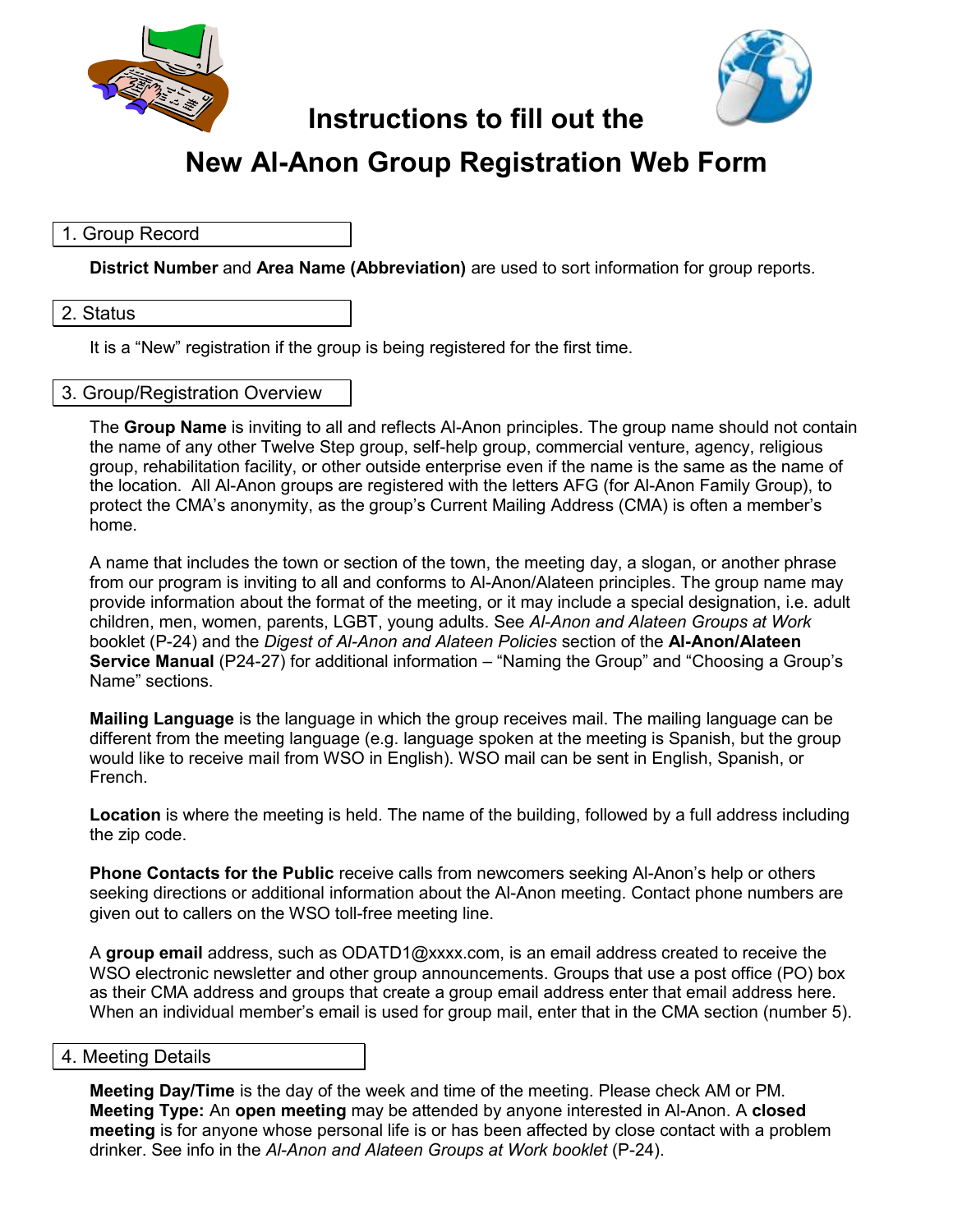# Instructions to fill out the

# New Al-Anon Group Registration Web Form

## 1. Group Record

**District Number** and **Area Name (Abbreviation)** are used to sort information for group reports.

## 2. Status

It is a "New" registration if the group is being registered for the first time.

## 3. Group/Registration Overview

The **Group Name** is inviting to all and reflects Al-Anon principles. The group name should not contain the name of any other Twelve Step group, self-help group, commercial venture, agency, religious group, rehabilitation facility, or other outside enterprise even if the name is the same as the name of the location. All Al-Anon groups are registered with the letters AFG (for Al-Anon Family Group), to protect the CMA's anonymity, as the group's Current Mailing Address (CMA) is often a member's home.

A name that includes the town or section of the town, the meeting day, a slogan, or another phrase from our program is inviting to all and conforms to Al-Anon/Alateen principles. The group name may provide information about the format of the meeting, or it may include a special designation, i.e. adult children, men, women, parents, LGBT, young adults. See *Al-Anon and Alateen Groups at Work* booklet (P-24) and the *Digest of Al-Anon and Alateen Policies* section of the **Al-Anon/Alateen Service Manual** (P24-27) for additional information – "Naming the Group" and "Choosing a Group's Name" sections.

**Mailing Language** is the language in which the group receives mail. The mailing language can be different from the meeting language (e.g. language spoken at the meeting is Spanish, but the group would like to receive mail from WSO in English). WSO mail can be sent in English, Spanish, or French.

**Location** is where the meeting is held. The name of the building, followed by a full address including the zip code.

**Phone Contacts for the Public** receive calls from newcomers seeking Al-Anon's help or others seeking directions or additional information about the Al-Anon meeting. Contact phone numbers are given out to callers on the WSO toll-free meeting line.

A **group email** address, such as ODATD1@xxxx.com, is an email address created to receive the WSO electronic newsletter and other group announcements. Groups that use a post office (PO) box as their CMA address and groups that create a group email address enter that email address here. When an individual member's email is used for group mail, enter that in the CMA section (number 5).

## 4. Meeting Details

**Meeting Day/Time** is the day of the week and time of the meeting. Please check AM or PM. **Meeting Type:** An **open meeting** may be attended by anyone interested in Al-Anon. A **closed meeting** is for anyone whose personal life is or has been affected by close contact with a problem drinker. See info in the *Al-Anon and Alateen Groups at Work booklet* (P-24).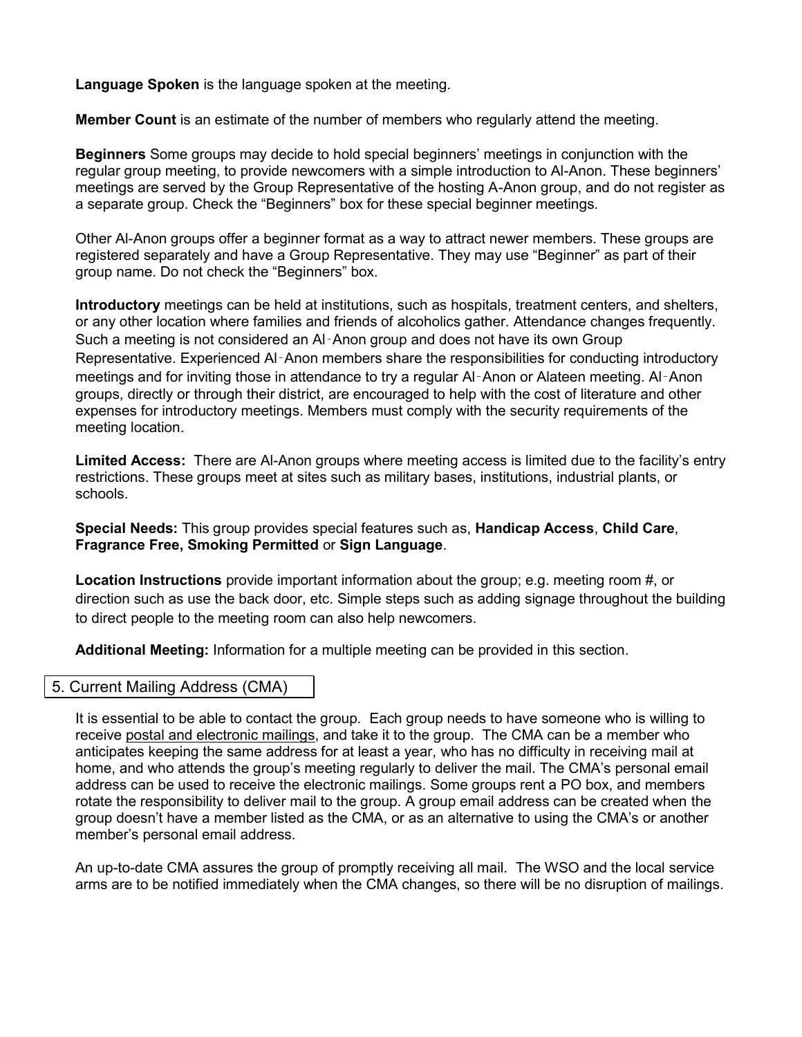**Language Spoken** is the language spoken at the meeting.

**Member Count** is an estimate of the number of members who regularly attend the meeting.

**Beginners** Some groups may decide to hold special beginners' meetings in conjunction with the regular group meeting, to provide newcomers with a simple introduction to Al-Anon. These beginners' meetings are served by the Group Representative of the hosting A-Anon group, and do not register as a separate group. Check the "Beginners" box for these special beginner meetings.

Other Al-Anon groups offer a beginner format as a way to attract newer members. These groups are registered separately and have a Group Representative. They may use "Beginner" as part of their group name. Do not check the "Beginners" box.

**Introductory** meetings can be held at institutions, such as hospitals, treatment centers, and shelters, or any other location where families and friends of alcoholics gather. Attendance changes frequently. Such a meeting is not considered an Al‑Anon group and does not have its own Group Representative. Experienced Al‑Anon members share the responsibilities for conducting introductory meetings and for inviting those in attendance to try a regular Al‑Anon or Alateen meeting. Al‑Anon groups, directly or through their district, are encouraged to help with the cost of literature and other expenses for introductory meetings. Members must comply with the security requirements of the meeting location.

**Limited Access:** There are Al-Anon groups where meeting access is limited due to the facility's entry restrictions. These groups meet at sites such as military bases, institutions, industrial plants, or schools.

**Special Needs:** This group provides special features such as, **Handicap Access**, **Child Care**, **Fragrance Free, Smoking Permitted** or **Sign Language**.

**Location Instructions** provide important information about the group; e.g. meeting room #, or direction such as use the back door, etc. Simple steps such as adding signage throughout the building to direct people to the meeting room can also help newcomers.

**Additional Meeting:** Information for a multiple meeting can be provided in this section.

## 5. Current Mailing Address (CMA)

It is essential to be able to contact the group. Each group needs to have someone who is willing to receive postal and electronic mailings, and take it to the group. The CMA can be a member who anticipates keeping the same address for at least a year, who has no difficulty in receiving mail at home, and who attends the group's meeting regularly to deliver the mail. The CMA's personal email address can be used to receive the electronic mailings. Some groups rent a PO box, and members rotate the responsibility to deliver mail to the group. A group email address can be created when the group doesn't have a member listed as the CMA, or as an alternative to using the CMA's or another member's personal email address.

An up-to-date CMA assures the group of promptly receiving all mail. The WSO and the local service arms are to be notified immediately when the CMA changes, so there will be no disruption of mailings.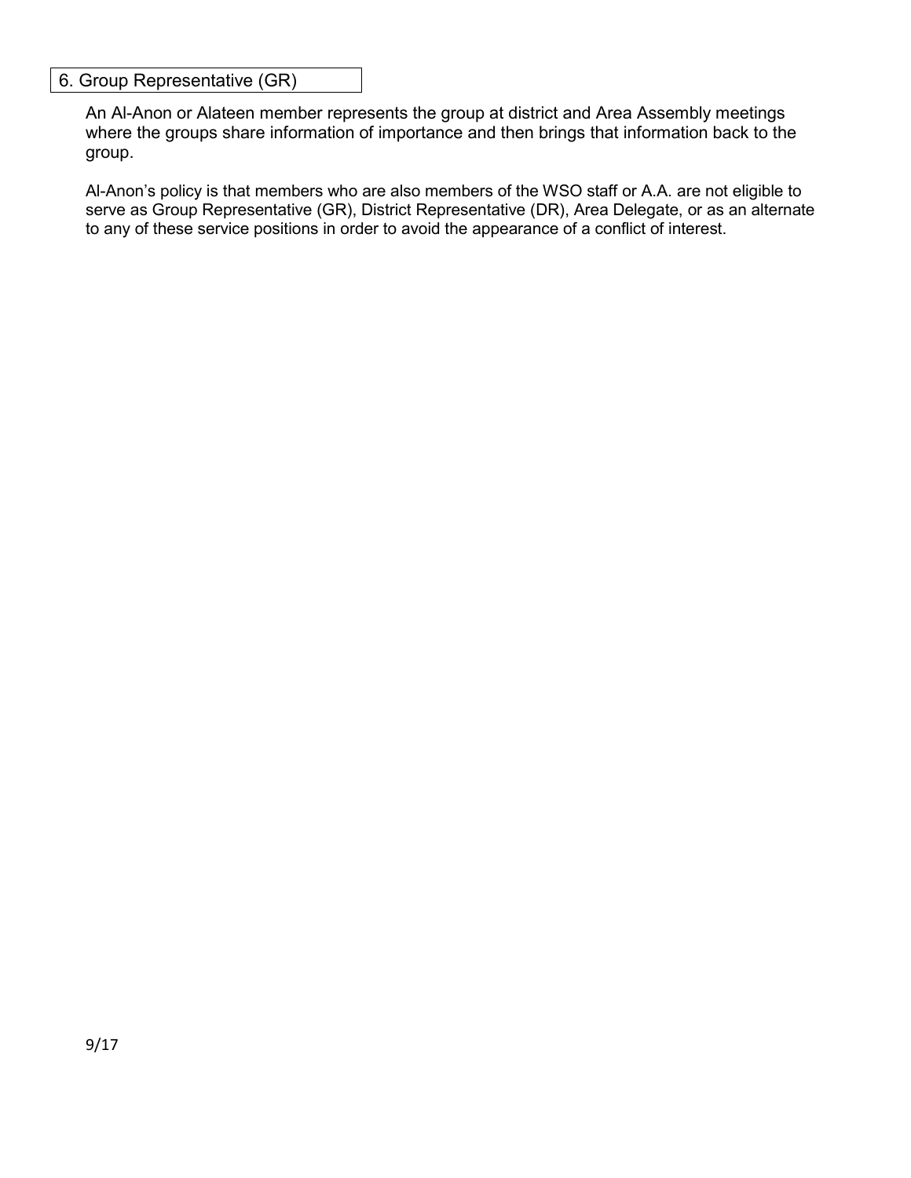## 6. Group Representative (GR)

An Al-Anon or Alateen member represents the group at district and Area Assembly meetings where the groups share information of importance and then brings that information back to the group.

Al-Anon's policy is that members who are also members of the WSO staff or A.A. are not eligible to serve as Group Representative (GR), District Representative (DR), Area Delegate, or as an alternate to any of these service positions in order to avoid the appearance of a conflict of interest.

9/17